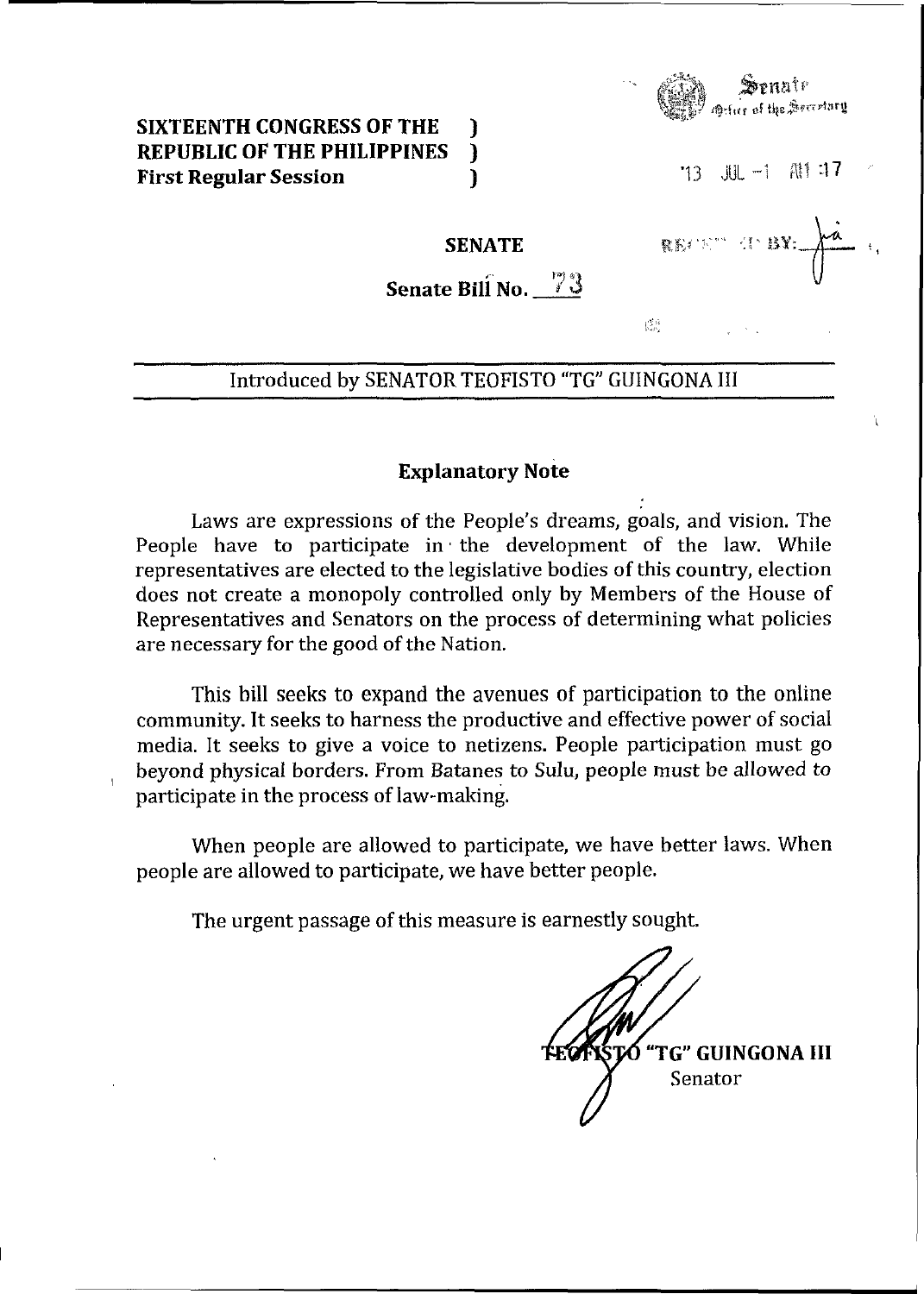SIXTEENTH CONGRESS OF THE )
REPUBLIC OF THE PHILIPPINES )
First Regular Session )

Senate
Office of the Secretary

'13 JUL -1 A11 :17

RECEIVED BY:

**SENATE**

**Senate Bill No. 73**

Introduced by SENATOR TEOFISTO "TG" GUINGONA III

## Explanatory Note

Laws are expressions of the People's dreams, goals, and vision. The People have to participate in the development of the law. While representatives are elected to the legislative bodies of this country, election does not create a monopoly controlled only by Members of the House of Representatives and Senators on the process of determining what policies are necessary for the good of the Nation.

This bill seeks to expand the avenues of participation to the online community. It seeks to harness the productive and effective power of social media. It seeks to give a voice to netizens. People participation must go beyond physical borders. From Batanes to Sulu, people must be allowed to participate in the process of law-making.

When people are allowed to participate, we have better laws. When people are allowed to participate, we have better people.

The urgent passage of this measure is earnestly sought.

TEOFISTO "TG" GUINGONA III
Senator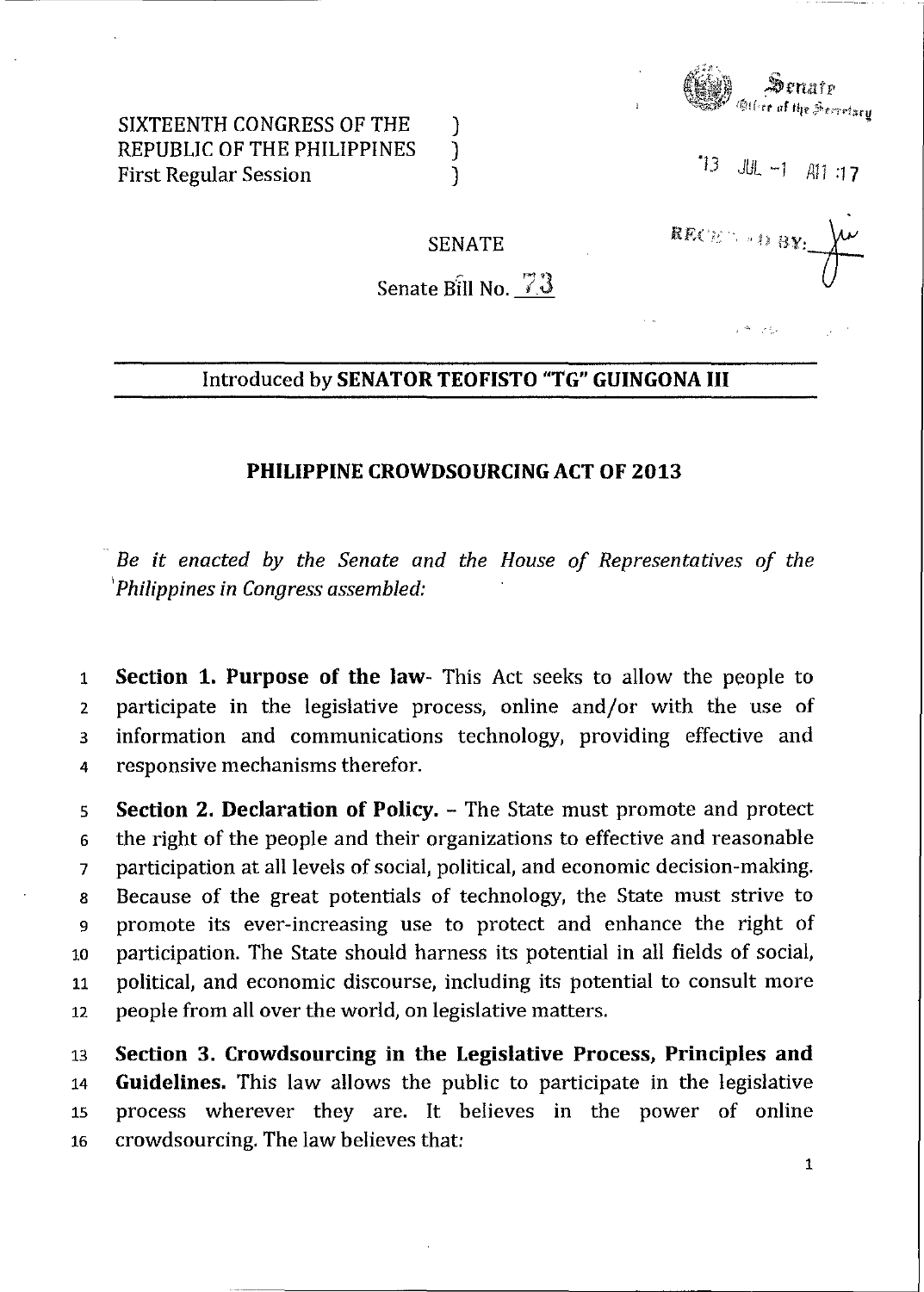SIXTEENTH CONGRESS OF THE REPUBLIC OF THE PHILIPPINES
First Regular Session

Senate
Office of the Secretary

'13 JUL -1 A11 :17

RECEIVED BY:

SENATE

Senate Bill No. 73

Introduced by **SENATOR TEOFISTO "TG" GUINGONA III**

## PHILIPPINE CROWDSOURCING ACT OF 2013

*Be it enacted by the Senate and the House of Representatives of the Philippines in Congress assembled:*

**Section 1. Purpose of the law**- This Act seeks to allow the people to participate in the legislative process, online and/or with the use of information and communications technology, providing effective and responsive mechanisms therefor.

**Section 2. Declaration of Policy.** – The State must promote and protect the right of the people and their organizations to effective and reasonable participation at all levels of social, political, and economic decision-making. Because of the great potentials of technology, the State must strive to promote its ever-increasing use to protect and enhance the right of participation. The State should harness its potential in all fields of social, political, and economic discourse, including its potential to consult more people from all over the world, on legislative matters.

**Section 3. Crowdsourcing in the Legislative Process, Principles and Guidelines.** This law allows the public to participate in the legislative process wherever they are. It believes in the power of online crowdsourcing. The law believes that: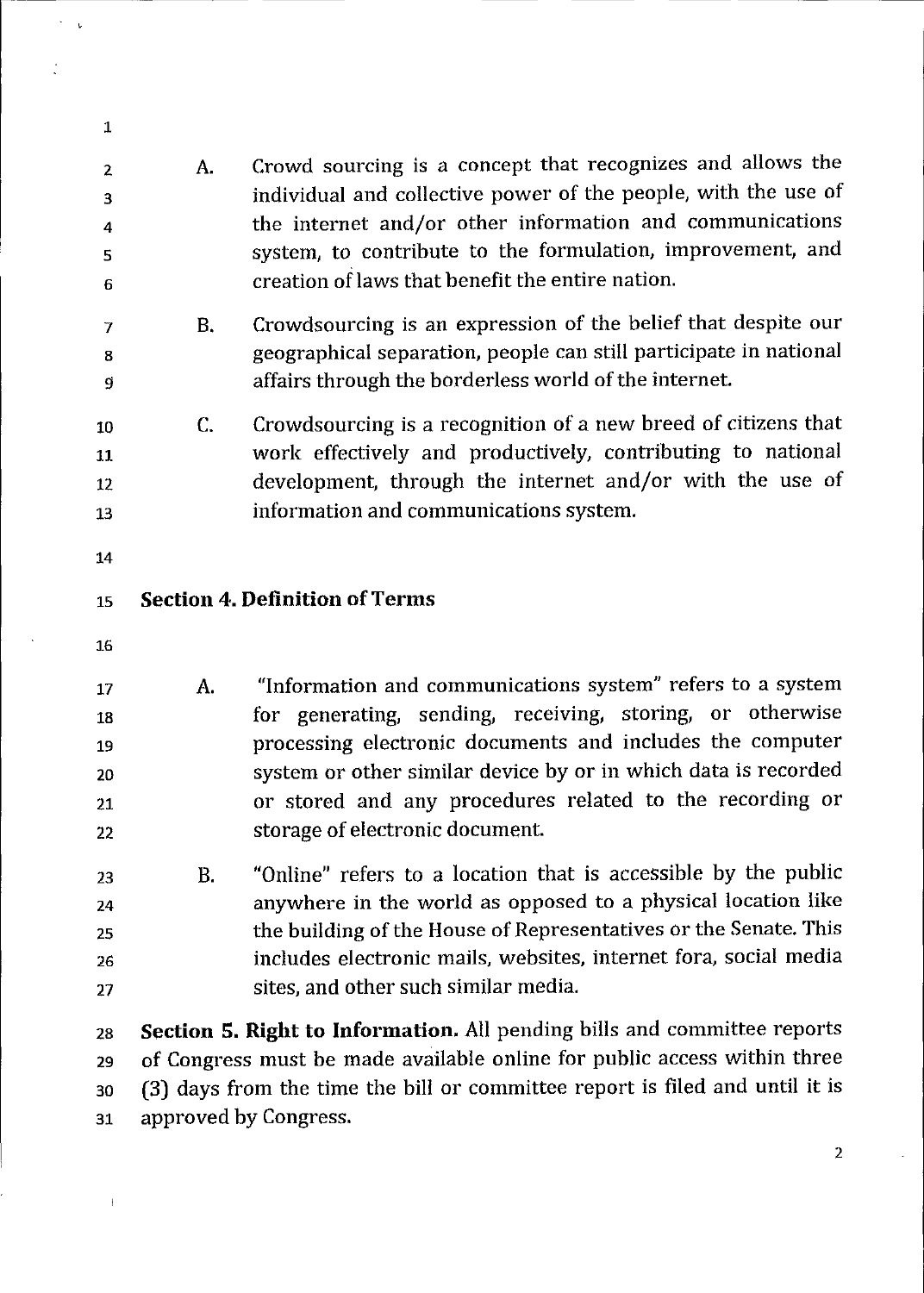A. Crowd sourcing is a concept that recognizes and allows the individual and collective power of the people, with the use of the internet and/or other information and communications system, to contribute to the formulation, improvement, and creation of laws that benefit the entire nation.

B. Crowdsourcing is an expression of the belief that despite our geographical separation, people can still participate in national affairs through the borderless world of the internet.

C. Crowdsourcing is a recognition of a new breed of citizens that work effectively and productively, contributing to national development, through the internet and/or with the use of information and communications system.

**Section 4. Definition of Terms**

A. "Information and communications system" refers to a system for generating, sending, receiving, storing, or otherwise processing electronic documents and includes the computer system or other similar device by or in which data is recorded or stored and any procedures related to the recording or storage of electronic document.

B. "Online" refers to a location that is accessible by the public anywhere in the world as opposed to a physical location like the building of the House of Representatives or the Senate. This includes electronic mails, websites, internet fora, social media sites, and other such similar media.

**Section 5. Right to Information.** All pending bills and committee reports of Congress must be made available online for public access within three (3) days from the time the bill or committee report is filed and until it is approved by Congress.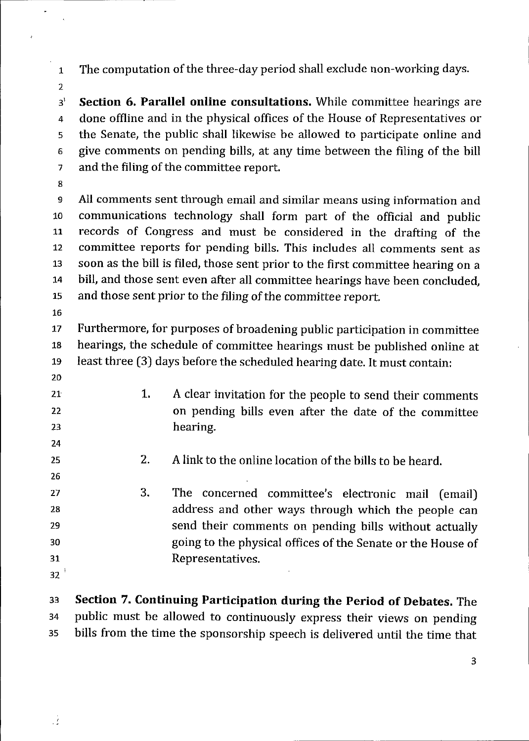The computation of the three-day period shall exclude non-working days.

**Section 6. Parallel online consultations.** While committee hearings are done offline and in the physical offices of the House of Representatives or the Senate, the public shall likewise be allowed to participate online and give comments on pending bills, at any time between the filing of the bill and the filing of the committee report.

All comments sent through email and similar means using information and communications technology shall form part of the official and public records of Congress and must be considered in the drafting of the committee reports for pending bills. This includes all comments sent as soon as the bill is filed, those sent prior to the first committee hearing on a bill, and those sent even after all committee hearings have been concluded, and those sent prior to the filing of the committee report.

Furthermore, for purposes of broadening public participation in committee hearings, the schedule of committee hearings must be published online at least three (3) days before the scheduled hearing date. It must contain:

1. A clear invitation for the people to send their comments on pending bills even after the date of the committee hearing.

2. A link to the online location of the bills to be heard.

3. The concerned committee's electronic mail (email) address and other ways through which the people can send their comments on pending bills without actually going to the physical offices of the Senate or the House of Representatives.

**Section 7. Continuing Participation during the Period of Debates.** The public must be allowed to continuously express their views on pending bills from the time the sponsorship speech is delivered until the time that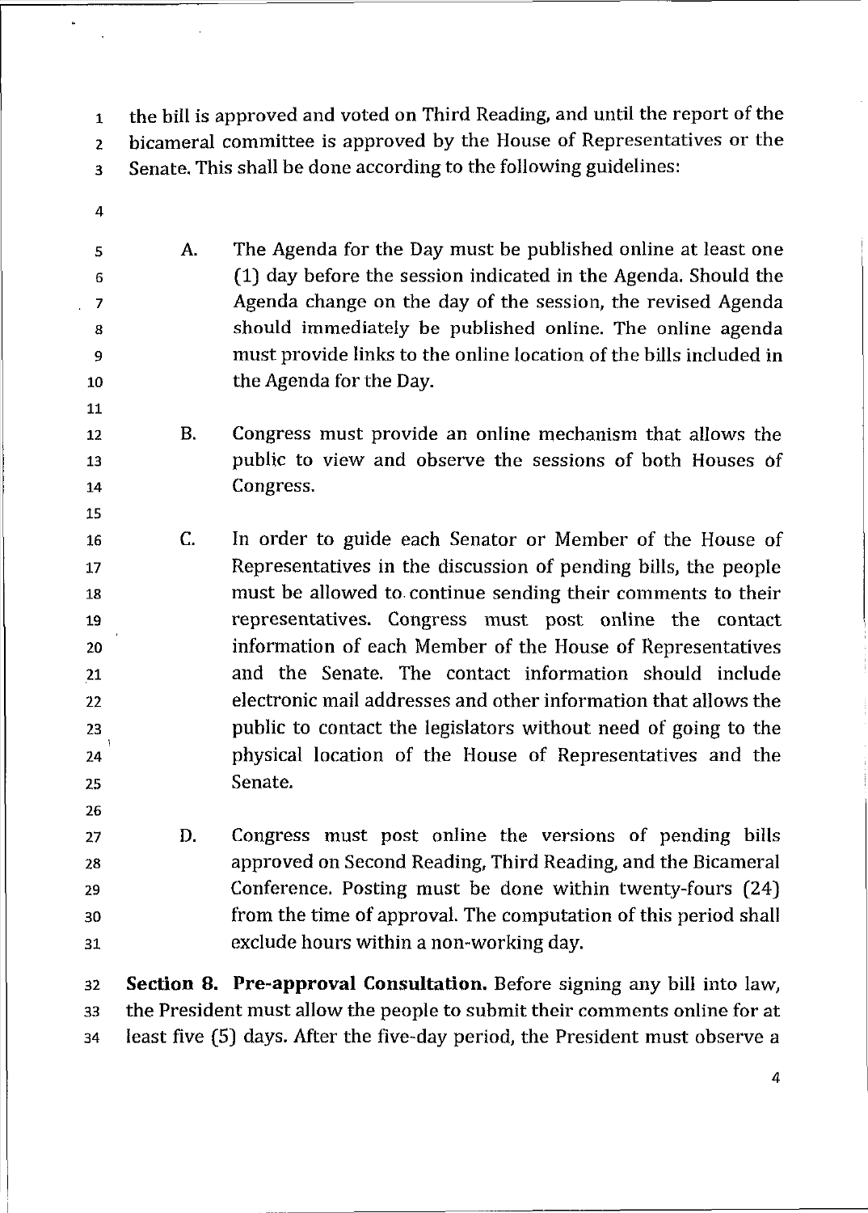the bill is approved and voted on Third Reading, and until the report of the bicameral committee is approved by the House of Representatives or the Senate. This shall be done according to the following guidelines:

A. The Agenda for the Day must be published online at least one (1) day before the session indicated in the Agenda. Should the Agenda change on the day of the session, the revised Agenda should immediately be published online. The online agenda must provide links to the online location of the bills included in the Agenda for the Day.

B. Congress must provide an online mechanism that allows the public to view and observe the sessions of both Houses of Congress.

C. In order to guide each Senator or Member of the House of Representatives in the discussion of pending bills, the people must be allowed to continue sending their comments to their representatives. Congress must post online the contact information of each Member of the House of Representatives and the Senate. The contact information should include electronic mail addresses and other information that allows the public to contact the legislators without need of going to the physical location of the House of Representatives and the Senate.

D. Congress must post online the versions of pending bills approved on Second Reading, Third Reading, and the Bicameral Conference. Posting must be done within twenty-fours (24) from the time of approval. The computation of this period shall exclude hours within a non-working day.

**Section 8. Pre-approval Consultation.** Before signing any bill into law, the President must allow the people to submit their comments online for at least five (5) days. After the five-day period, the President must observe a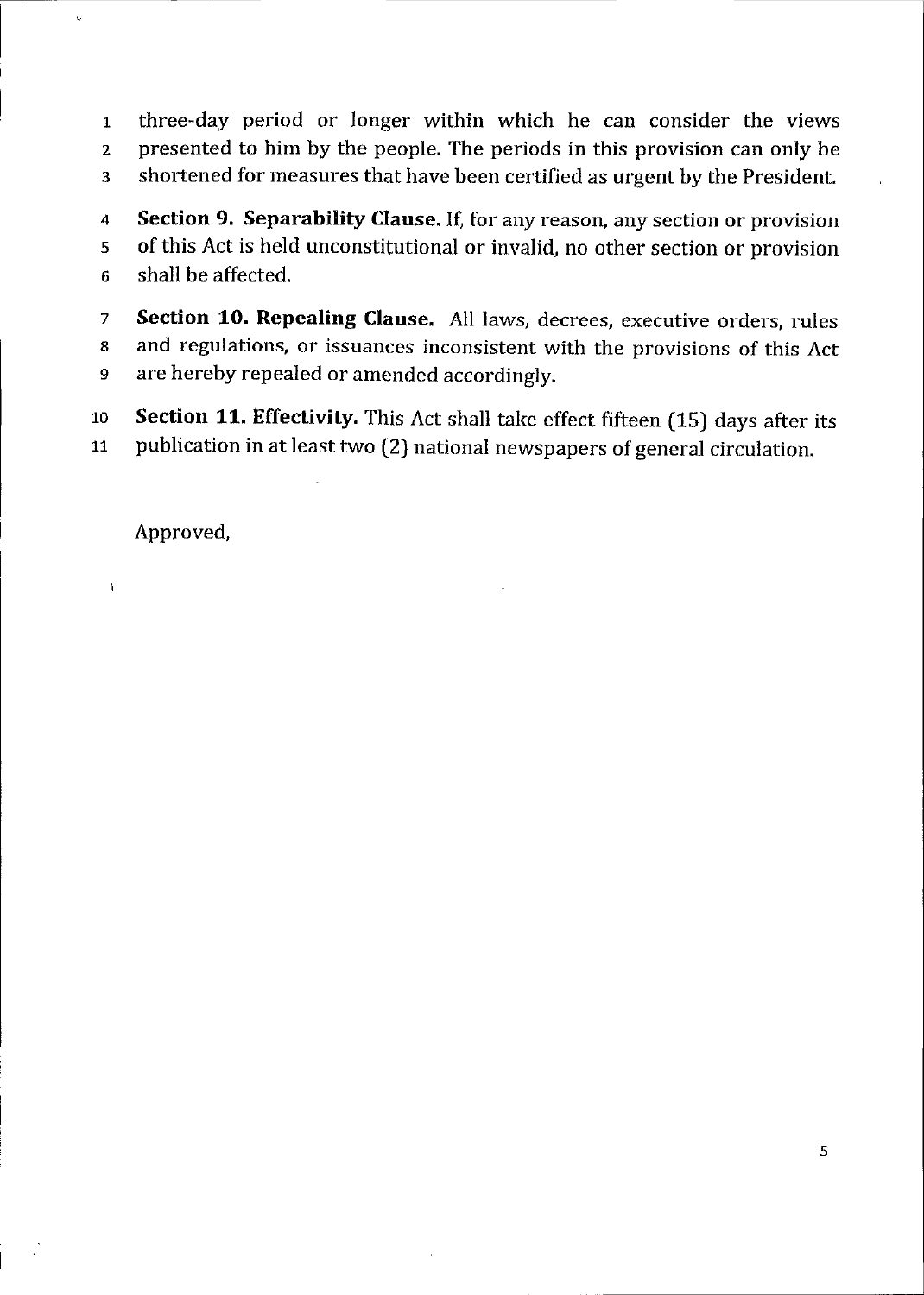three-day period or longer within which he can consider the views presented to him by the people. The periods in this provision can only be shortened for measures that have been certified as urgent by the President.

**Section 9. Separability Clause.** If, for any reason, any section or provision of this Act is held unconstitutional or invalid, no other section or provision shall be affected.

**Section 10. Repealing Clause.** All laws, decrees, executive orders, rules and regulations, or issuances inconsistent with the provisions of this Act are hereby repealed or amended accordingly.

**Section 11. Effectivity.** This Act shall take effect fifteen (15) days after its publication in at least two (2) national newspapers of general circulation.

Approved,